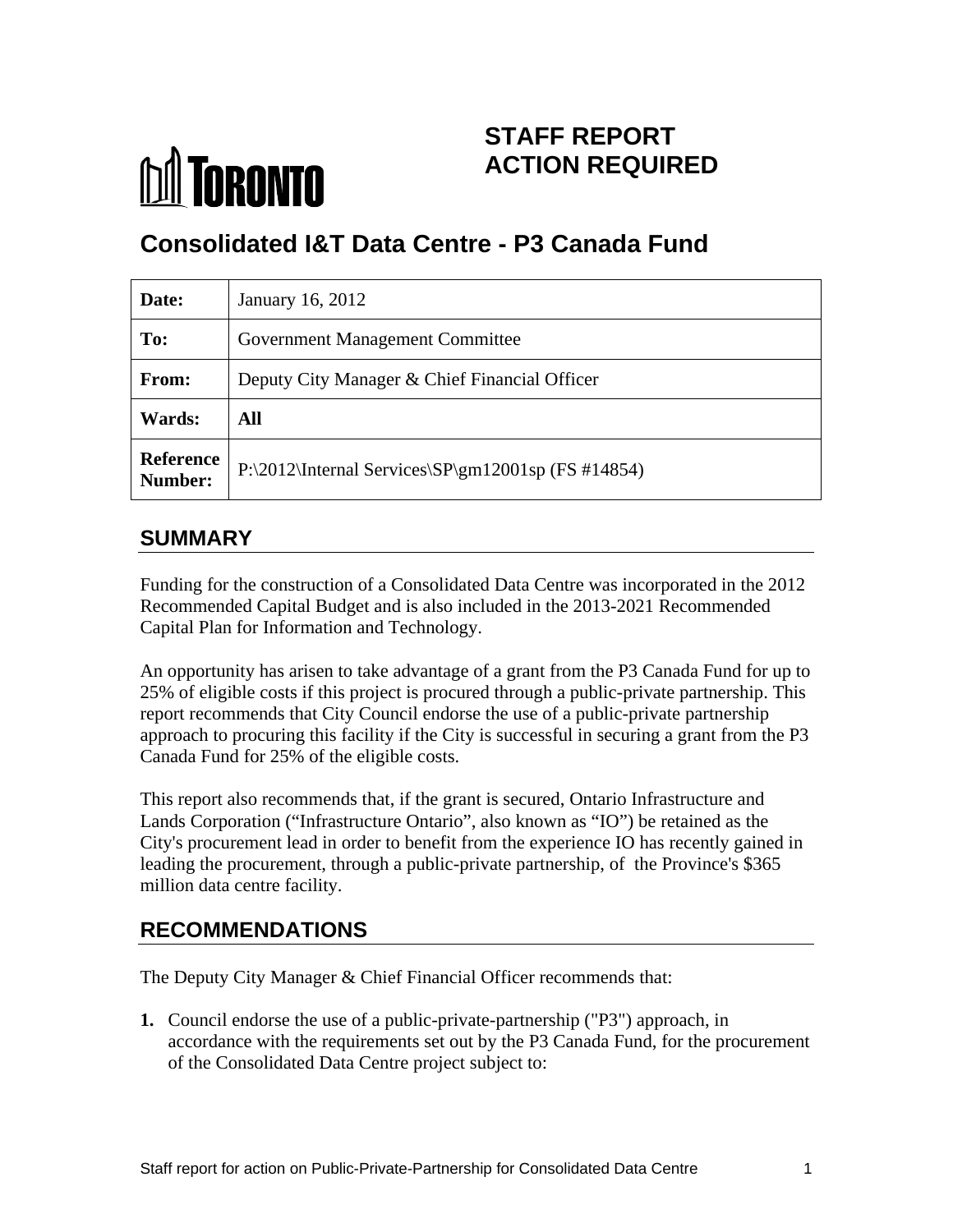# STAFF REPORT ACTION REQUIRED

## Consolidated I&T Data Centre - P3 Canada Fund

| **Date:** | January 16, 2012 |
|---|---|
| **To:** | Government Management Committee |
| **From:** | Deputy City Manager & Chief Financial Officer |
| **Wards:** | **All** |
| **Reference Number:** | P:\2012\Internal Services\SP\gm12001sp (FS #14854) |

## SUMMARY

Funding for the construction of a Consolidated Data Centre was incorporated in the 2012 Recommended Capital Budget and is also included in the 2013-2021 Recommended Capital Plan for Information and Technology.

An opportunity has arisen to take advantage of a grant from the P3 Canada Fund for up to 25% of eligible costs if this project is procured through a public-private partnership. This report recommends that City Council endorse the use of a public-private partnership approach to procuring this facility if the City is successful in securing a grant from the P3 Canada Fund for 25% of the eligible costs.

This report also recommends that, if the grant is secured, Ontario Infrastructure and Lands Corporation ("Infrastructure Ontario", also known as "IO") be retained as the City's procurement lead in order to benefit from the experience IO has recently gained in leading the procurement, through a public-private partnership, of the Province's $365 million data centre facility.

## RECOMMENDATIONS

The Deputy City Manager & Chief Financial Officer recommends that:

1. Council endorse the use of a public-private-partnership ("P3") approach, in accordance with the requirements set out by the P3 Canada Fund, for the procurement of the Consolidated Data Centre project subject to: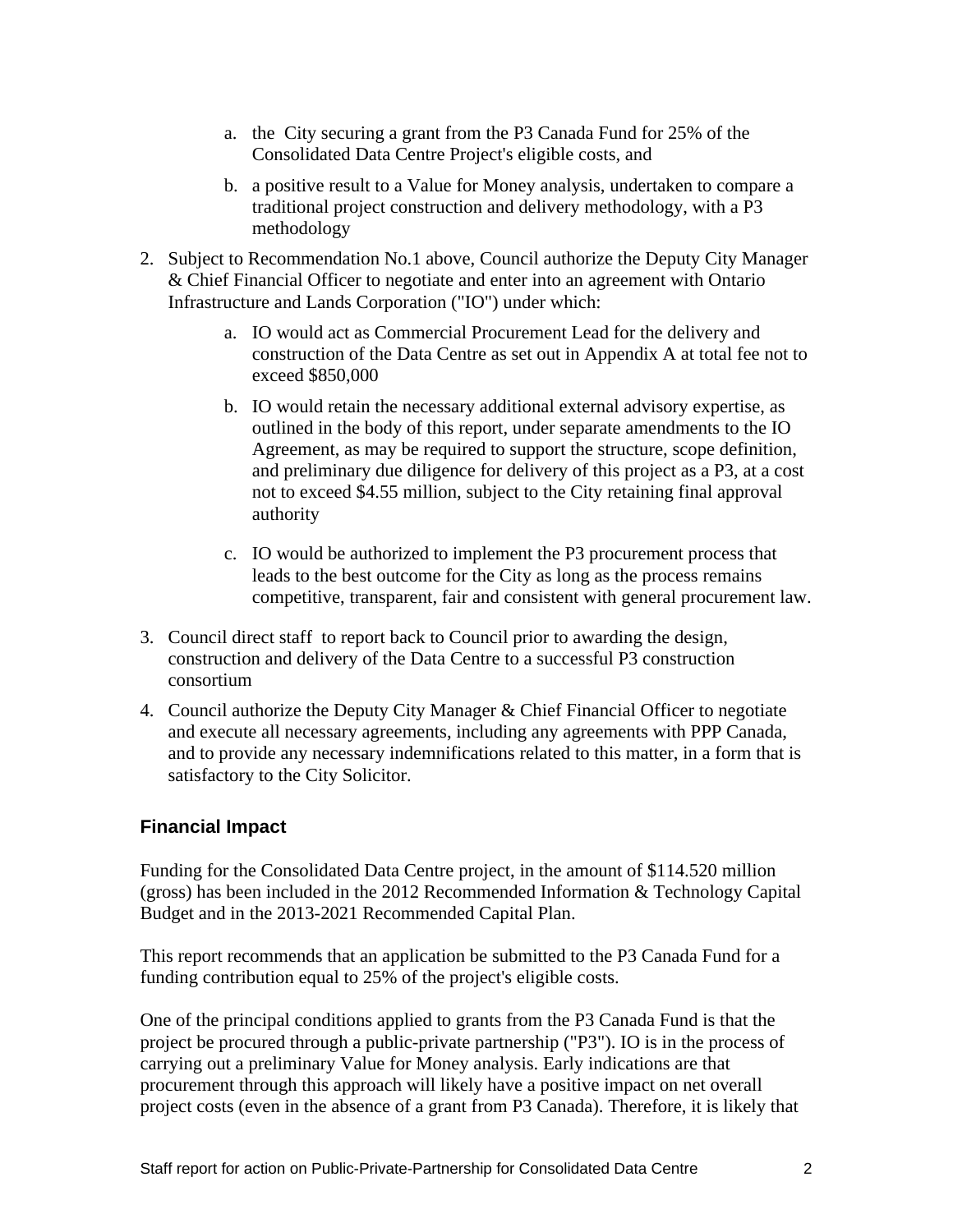a. the City securing a grant from the P3 Canada Fund for 25% of the Consolidated Data Centre Project's eligible costs, and

   b. a positive result to a Value for Money analysis, undertaken to compare a traditional project construction and delivery methodology, with a P3 methodology

2. Subject to Recommendation No.1 above, Council authorize the Deputy City Manager & Chief Financial Officer to negotiate and enter into an agreement with Ontario Infrastructure and Lands Corporation ("IO") under which:

   a. IO would act as Commercial Procurement Lead for the delivery and construction of the Data Centre as set out in Appendix A at total fee not to exceed $850,000

   b. IO would retain the necessary additional external advisory expertise, as outlined in the body of this report, under separate amendments to the IO Agreement, as may be required to support the structure, scope definition, and preliminary due diligence for delivery of this project as a P3, at a cost not to exceed $4.55 million, subject to the City retaining final approval authority

   c. IO would be authorized to implement the P3 procurement process that leads to the best outcome for the City as long as the process remains competitive, transparent, fair and consistent with general procurement law.

3. Council direct staff to report back to Council prior to awarding the design, construction and delivery of the Data Centre to a successful P3 construction consortium

4. Council authorize the Deputy City Manager & Chief Financial Officer to negotiate and execute all necessary agreements, including any agreements with PPP Canada, and to provide any necessary indemnifications related to this matter, in a form that is satisfactory to the City Solicitor.

### Financial Impact

Funding for the Consolidated Data Centre project, in the amount of $114.520 million (gross) has been included in the 2012 Recommended Information & Technology Capital Budget and in the 2013-2021 Recommended Capital Plan.

This report recommends that an application be submitted to the P3 Canada Fund for a funding contribution equal to 25% of the project's eligible costs.

One of the principal conditions applied to grants from the P3 Canada Fund is that the project be procured through a public-private partnership ("P3"). IO is in the process of carrying out a preliminary Value for Money analysis. Early indications are that procurement through this approach will likely have a positive impact on net overall project costs (even in the absence of a grant from P3 Canada). Therefore, it is likely that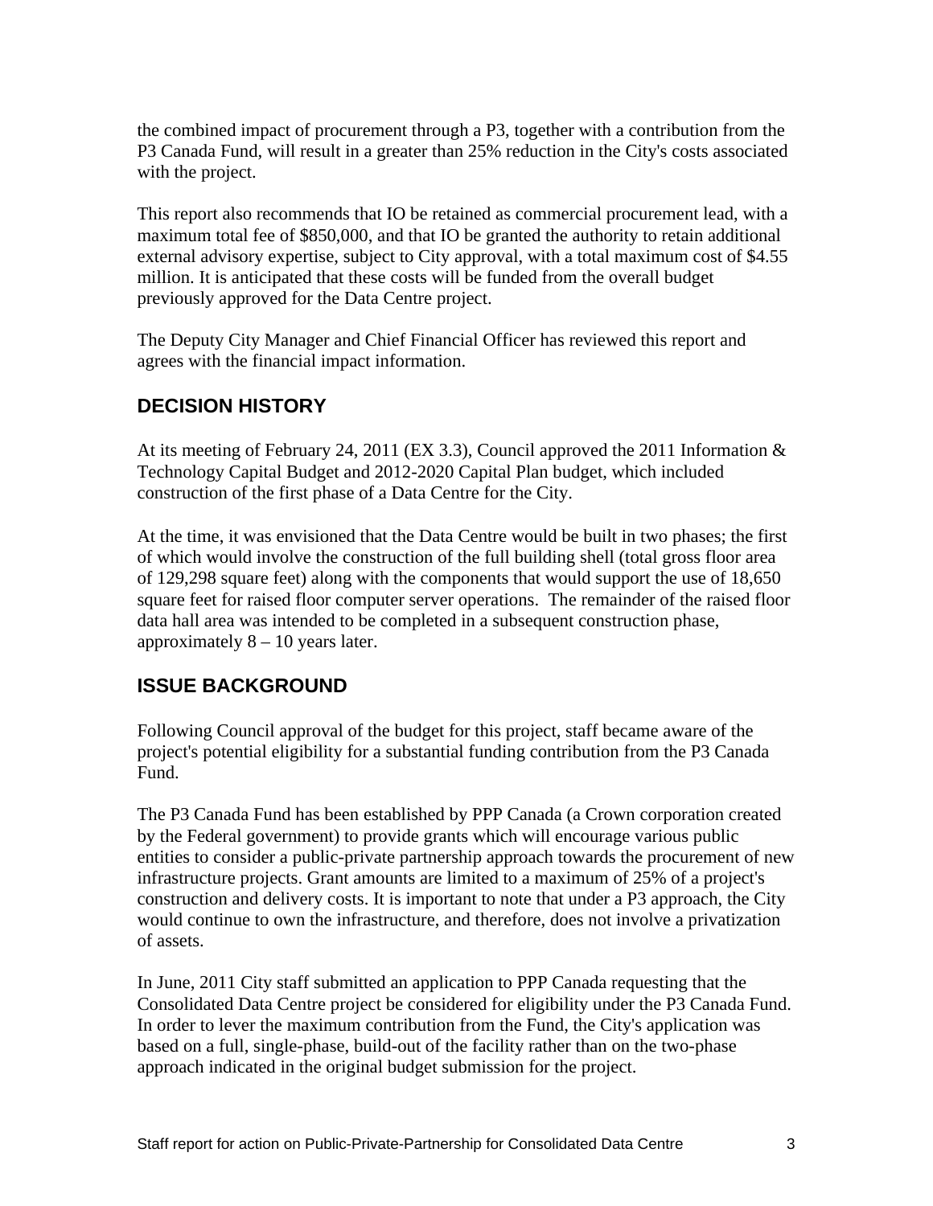the combined impact of procurement through a P3, together with a contribution from the P3 Canada Fund, will result in a greater than 25% reduction in the City's costs associated with the project.

This report also recommends that IO be retained as commercial procurement lead, with a maximum total fee of $850,000, and that IO be granted the authority to retain additional external advisory expertise, subject to City approval, with a total maximum cost of $4.55 million. It is anticipated that these costs will be funded from the overall budget previously approved for the Data Centre project.

The Deputy City Manager and Chief Financial Officer has reviewed this report and agrees with the financial impact information.

## DECISION HISTORY

At its meeting of February 24, 2011 (EX 3.3), Council approved the 2011 Information & Technology Capital Budget and 2012-2020 Capital Plan budget, which included construction of the first phase of a Data Centre for the City.

At the time, it was envisioned that the Data Centre would be built in two phases; the first of which would involve the construction of the full building shell (total gross floor area of 129,298 square feet) along with the components that would support the use of 18,650 square feet for raised floor computer server operations. The remainder of the raised floor data hall area was intended to be completed in a subsequent construction phase, approximately 8 – 10 years later.

## ISSUE BACKGROUND

Following Council approval of the budget for this project, staff became aware of the project's potential eligibility for a substantial funding contribution from the P3 Canada Fund.

The P3 Canada Fund has been established by PPP Canada (a Crown corporation created by the Federal government) to provide grants which will encourage various public entities to consider a public-private partnership approach towards the procurement of new infrastructure projects. Grant amounts are limited to a maximum of 25% of a project's construction and delivery costs. It is important to note that under a P3 approach, the City would continue to own the infrastructure, and therefore, does not involve a privatization of assets.

In June, 2011 City staff submitted an application to PPP Canada requesting that the Consolidated Data Centre project be considered for eligibility under the P3 Canada Fund. In order to lever the maximum contribution from the Fund, the City's application was based on a full, single-phase, build-out of the facility rather than on the two-phase approach indicated in the original budget submission for the project.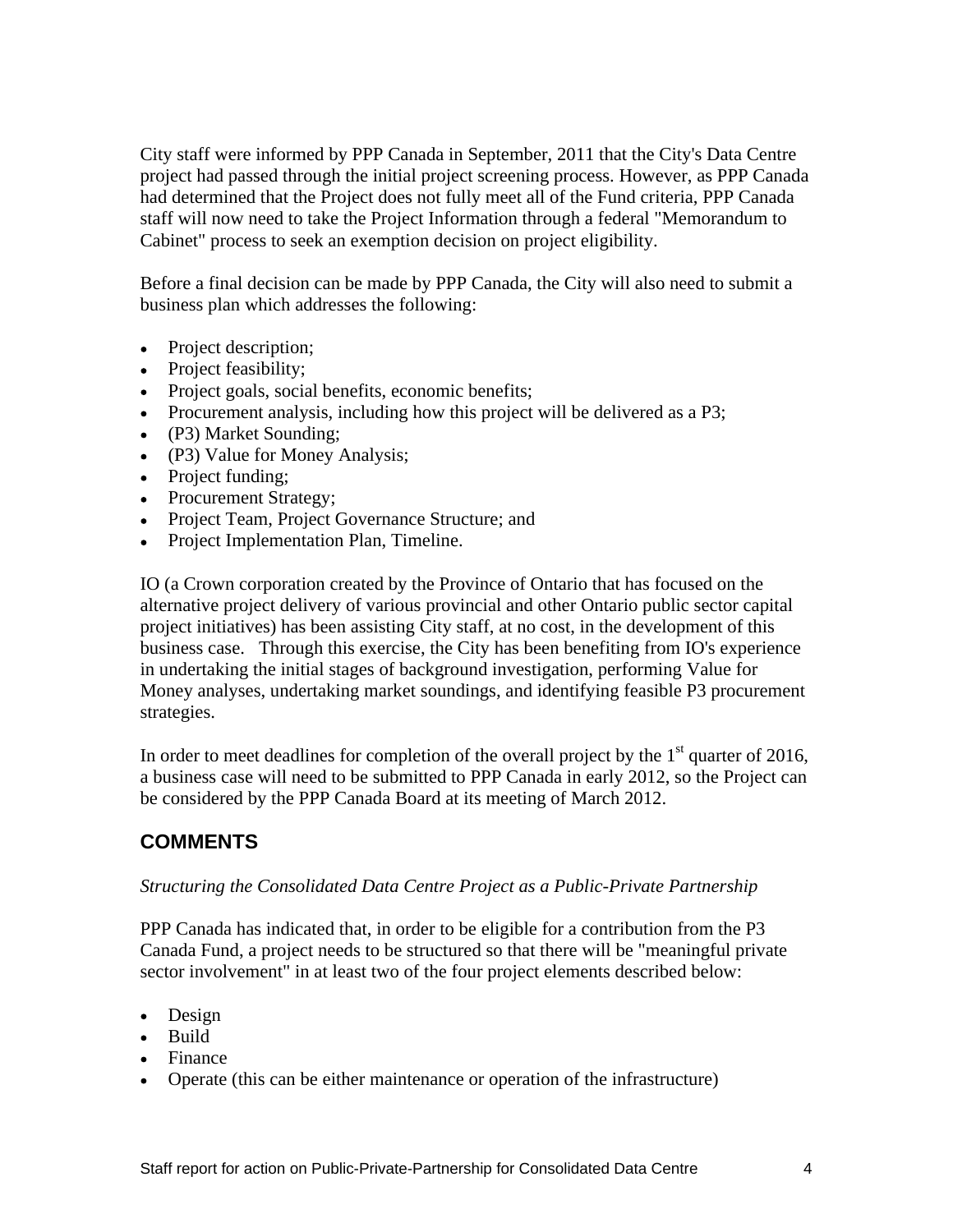City staff were informed by PPP Canada in September, 2011 that the City's Data Centre project had passed through the initial project screening process. However, as PPP Canada had determined that the Project does not fully meet all of the Fund criteria, PPP Canada staff will now need to take the Project Information through a federal "Memorandum to Cabinet" process to seek an exemption decision on project eligibility.

Before a final decision can be made by PPP Canada, the City will also need to submit a business plan which addresses the following:

- Project description;
- Project feasibility;
- Project goals, social benefits, economic benefits;
- Procurement analysis, including how this project will be delivered as a P3;
- (P3) Market Sounding;
- (P3) Value for Money Analysis;
- Project funding;
- Procurement Strategy;
- Project Team, Project Governance Structure; and
- Project Implementation Plan, Timeline.

IO (a Crown corporation created by the Province of Ontario that has focused on the alternative project delivery of various provincial and other Ontario public sector capital project initiatives) has been assisting City staff, at no cost, in the development of this business case. Through this exercise, the City has been benefiting from IO's experience in undertaking the initial stages of background investigation, performing Value for Money analyses, undertaking market soundings, and identifying feasible P3 procurement strategies.

In order to meet deadlines for completion of the overall project by the 1st quarter of 2016, a business case will need to be submitted to PPP Canada in early 2012, so the Project can be considered by the PPP Canada Board at its meeting of March 2012.

## COMMENTS

*Structuring the Consolidated Data Centre Project as a Public-Private Partnership*

PPP Canada has indicated that, in order to be eligible for a contribution from the P3 Canada Fund, a project needs to be structured so that there will be "meaningful private sector involvement" in at least two of the four project elements described below:

- Design
- Build
- Finance
- Operate (this can be either maintenance or operation of the infrastructure)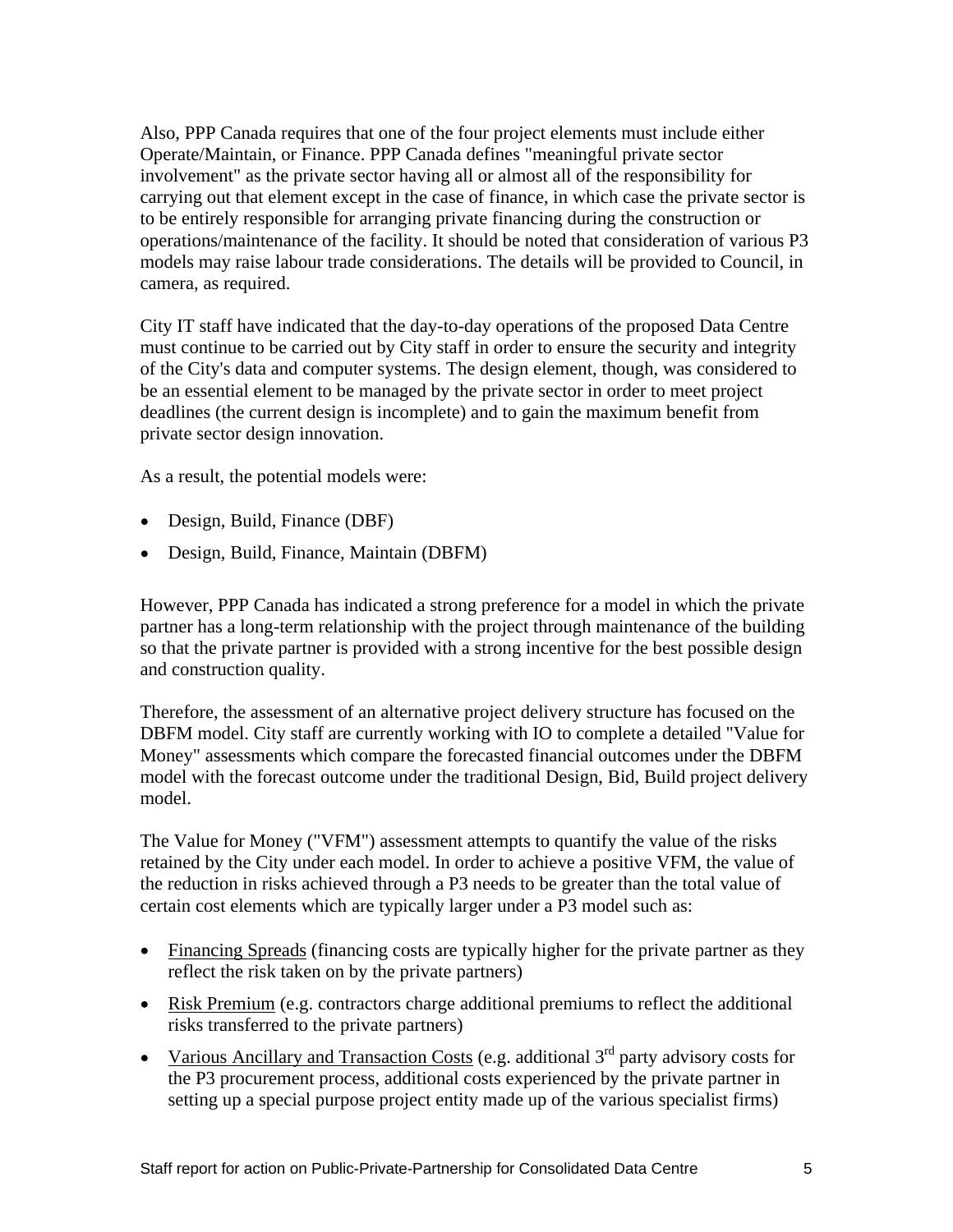Also, PPP Canada requires that one of the four project elements must include either Operate/Maintain, or Finance. PPP Canada defines "meaningful private sector involvement" as the private sector having all or almost all of the responsibility for carrying out that element except in the case of finance, in which case the private sector is to be entirely responsible for arranging private financing during the construction or operations/maintenance of the facility. It should be noted that consideration of various P3 models may raise labour trade considerations. The details will be provided to Council, in camera, as required.

City IT staff have indicated that the day-to-day operations of the proposed Data Centre must continue to be carried out by City staff in order to ensure the security and integrity of the City's data and computer systems. The design element, though, was considered to be an essential element to be managed by the private sector in order to meet project deadlines (the current design is incomplete) and to gain the maximum benefit from private sector design innovation.

As a result, the potential models were:

- Design, Build, Finance (DBF)
- Design, Build, Finance, Maintain (DBFM)

However, PPP Canada has indicated a strong preference for a model in which the private partner has a long-term relationship with the project through maintenance of the building so that the private partner is provided with a strong incentive for the best possible design and construction quality.

Therefore, the assessment of an alternative project delivery structure has focused on the DBFM model. City staff are currently working with IO to complete a detailed "Value for Money" assessments which compare the forecasted financial outcomes under the DBFM model with the forecast outcome under the traditional Design, Bid, Build project delivery model.

The Value for Money ("VFM") assessment attempts to quantify the value of the risks retained by the City under each model. In order to achieve a positive VFM, the value of the reduction in risks achieved through a P3 needs to be greater than the total value of certain cost elements which are typically larger under a P3 model such as:

- Financing Spreads (financing costs are typically higher for the private partner as they reflect the risk taken on by the private partners)
- Risk Premium (e.g. contractors charge additional premiums to reflect the additional risks transferred to the private partners)
- Various Ancillary and Transaction Costs (e.g. additional 3rd party advisory costs for the P3 procurement process, additional costs experienced by the private partner in setting up a special purpose project entity made up of the various specialist firms)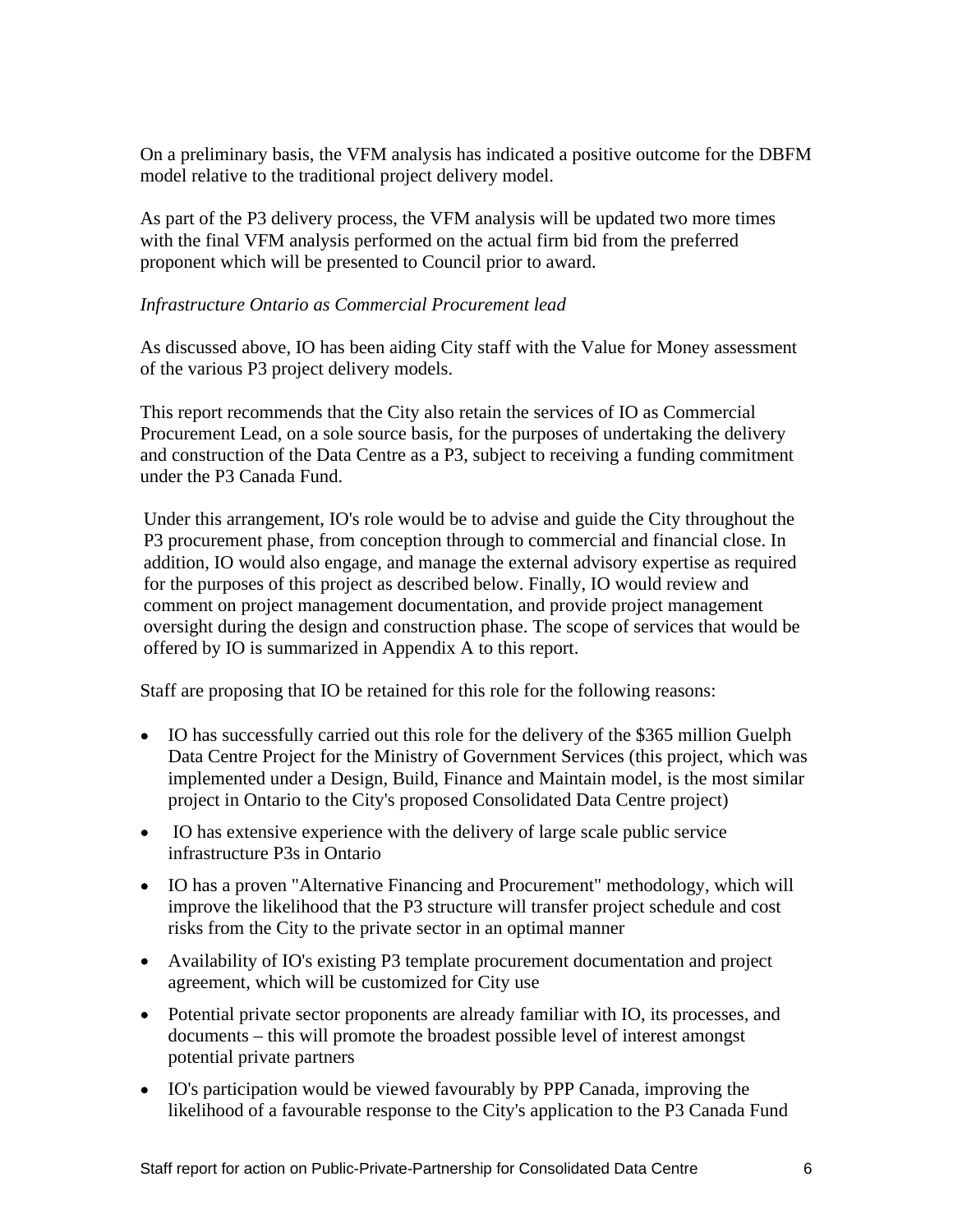On a preliminary basis, the VFM analysis has indicated a positive outcome for the DBFM model relative to the traditional project delivery model.

As part of the P3 delivery process, the VFM analysis will be updated two more times with the final VFM analysis performed on the actual firm bid from the preferred proponent which will be presented to Council prior to award.

*Infrastructure Ontario as Commercial Procurement lead*

As discussed above, IO has been aiding City staff with the Value for Money assessment of the various P3 project delivery models.

This report recommends that the City also retain the services of IO as Commercial Procurement Lead, on a sole source basis, for the purposes of undertaking the delivery and construction of the Data Centre as a P3, subject to receiving a funding commitment under the P3 Canada Fund.

Under this arrangement, IO's role would be to advise and guide the City throughout the P3 procurement phase, from conception through to commercial and financial close. In addition, IO would also engage, and manage the external advisory expertise as required for the purposes of this project as described below. Finally, IO would review and comment on project management documentation, and provide project management oversight during the design and construction phase. The scope of services that would be offered by IO is summarized in Appendix A to this report.

Staff are proposing that IO be retained for this role for the following reasons:

- IO has successfully carried out this role for the delivery of the $365 million Guelph Data Centre Project for the Ministry of Government Services (this project, which was implemented under a Design, Build, Finance and Maintain model, is the most similar project in Ontario to the City's proposed Consolidated Data Centre project)
- IO has extensive experience with the delivery of large scale public service infrastructure P3s in Ontario
- IO has a proven "Alternative Financing and Procurement" methodology, which will improve the likelihood that the P3 structure will transfer project schedule and cost risks from the City to the private sector in an optimal manner
- Availability of IO's existing P3 template procurement documentation and project agreement, which will be customized for City use
- Potential private sector proponents are already familiar with IO, its processes, and documents – this will promote the broadest possible level of interest amongst potential private partners
- IO's participation would be viewed favourably by PPP Canada, improving the likelihood of a favourable response to the City's application to the P3 Canada Fund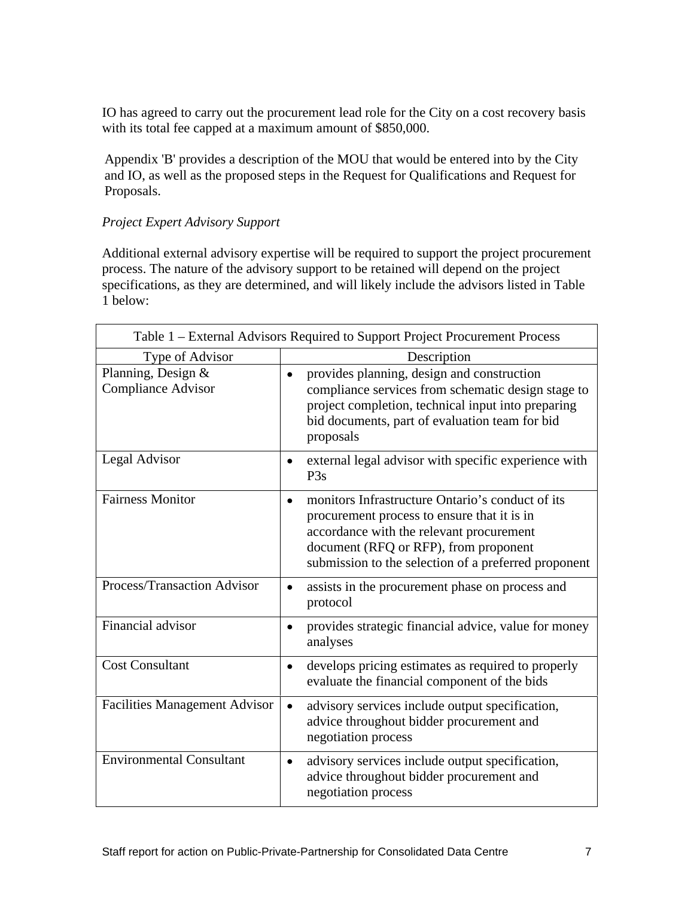IO has agreed to carry out the procurement lead role for the City on a cost recovery basis with its total fee capped at a maximum amount of $850,000.

Appendix 'B' provides a description of the MOU that would be entered into by the City and IO, as well as the proposed steps in the Request for Qualifications and Request for Proposals.

*Project Expert Advisory Support*

Additional external advisory expertise will be required to support the project procurement process. The nature of the advisory support to be retained will depend on the project specifications, as they are determined, and will likely include the advisors listed in Table 1 below:

| Table 1 – External Advisors Required to Support Project Procurement Process | |
|---|---|
| Type of Advisor | Description |
| Planning, Design & Compliance Advisor | • provides planning, design and construction compliance services from schematic design stage to project completion, technical input into preparing bid documents, part of evaluation team for bid proposals |
| Legal Advisor | • external legal advisor with specific experience with P3s |
| Fairness Monitor | • monitors Infrastructure Ontario's conduct of its procurement process to ensure that it is in accordance with the relevant procurement document (RFQ or RFP), from proponent submission to the selection of a preferred proponent |
| Process/Transaction Advisor | • assists in the procurement phase on process and protocol |
| Financial advisor | • provides strategic financial advice, value for money analyses |
| Cost Consultant | • develops pricing estimates as required to properly evaluate the financial component of the bids |
| Facilities Management Advisor | • advisory services include output specification, advice throughout bidder procurement and negotiation process |
| Environmental Consultant | • advisory services include output specification, advice throughout bidder procurement and negotiation process |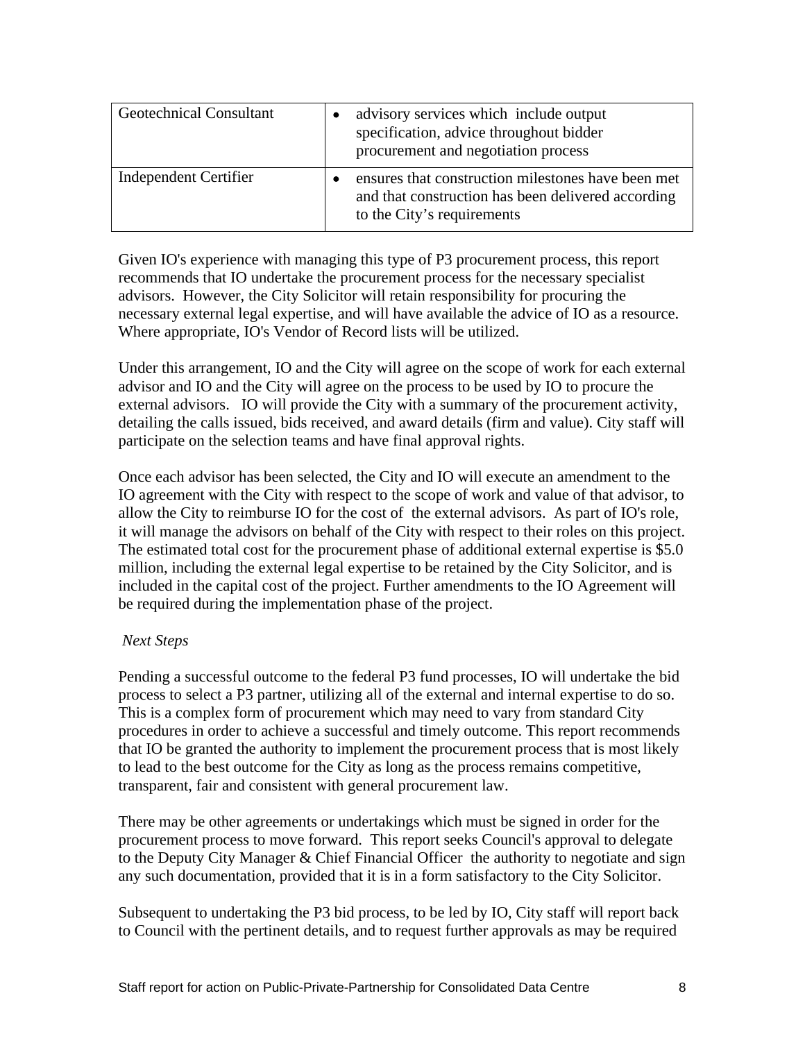| Geotechnical Consultant | • advisory services which include output specification, advice throughout bidder procurement and negotiation process |
| --- | --- |
| Independent Certifier | • ensures that construction milestones have been met and that construction has been delivered according to the City's requirements |

Given IO's experience with managing this type of P3 procurement process, this report recommends that IO undertake the procurement process for the necessary specialist advisors. However, the City Solicitor will retain responsibility for procuring the necessary external legal expertise, and will have available the advice of IO as a resource. Where appropriate, IO's Vendor of Record lists will be utilized.

Under this arrangement, IO and the City will agree on the scope of work for each external advisor and IO and the City will agree on the process to be used by IO to procure the external advisors. IO will provide the City with a summary of the procurement activity, detailing the calls issued, bids received, and award details (firm and value). City staff will participate on the selection teams and have final approval rights.

Once each advisor has been selected, the City and IO will execute an amendment to the IO agreement with the City with respect to the scope of work and value of that advisor, to allow the City to reimburse IO for the cost of the external advisors. As part of IO's role, it will manage the advisors on behalf of the City with respect to their roles on this project. The estimated total cost for the procurement phase of additional external expertise is $5.0 million, including the external legal expertise to be retained by the City Solicitor, and is included in the capital cost of the project. Further amendments to the IO Agreement will be required during the implementation phase of the project.

*Next Steps*

Pending a successful outcome to the federal P3 fund processes, IO will undertake the bid process to select a P3 partner, utilizing all of the external and internal expertise to do so. This is a complex form of procurement which may need to vary from standard City procedures in order to achieve a successful and timely outcome. This report recommends that IO be granted the authority to implement the procurement process that is most likely to lead to the best outcome for the City as long as the process remains competitive, transparent, fair and consistent with general procurement law.

There may be other agreements or undertakings which must be signed in order for the procurement process to move forward. This report seeks Council's approval to delegate to the Deputy City Manager & Chief Financial Officer the authority to negotiate and sign any such documentation, provided that it is in a form satisfactory to the City Solicitor.

Subsequent to undertaking the P3 bid process, to be led by IO, City staff will report back to Council with the pertinent details, and to request further approvals as may be required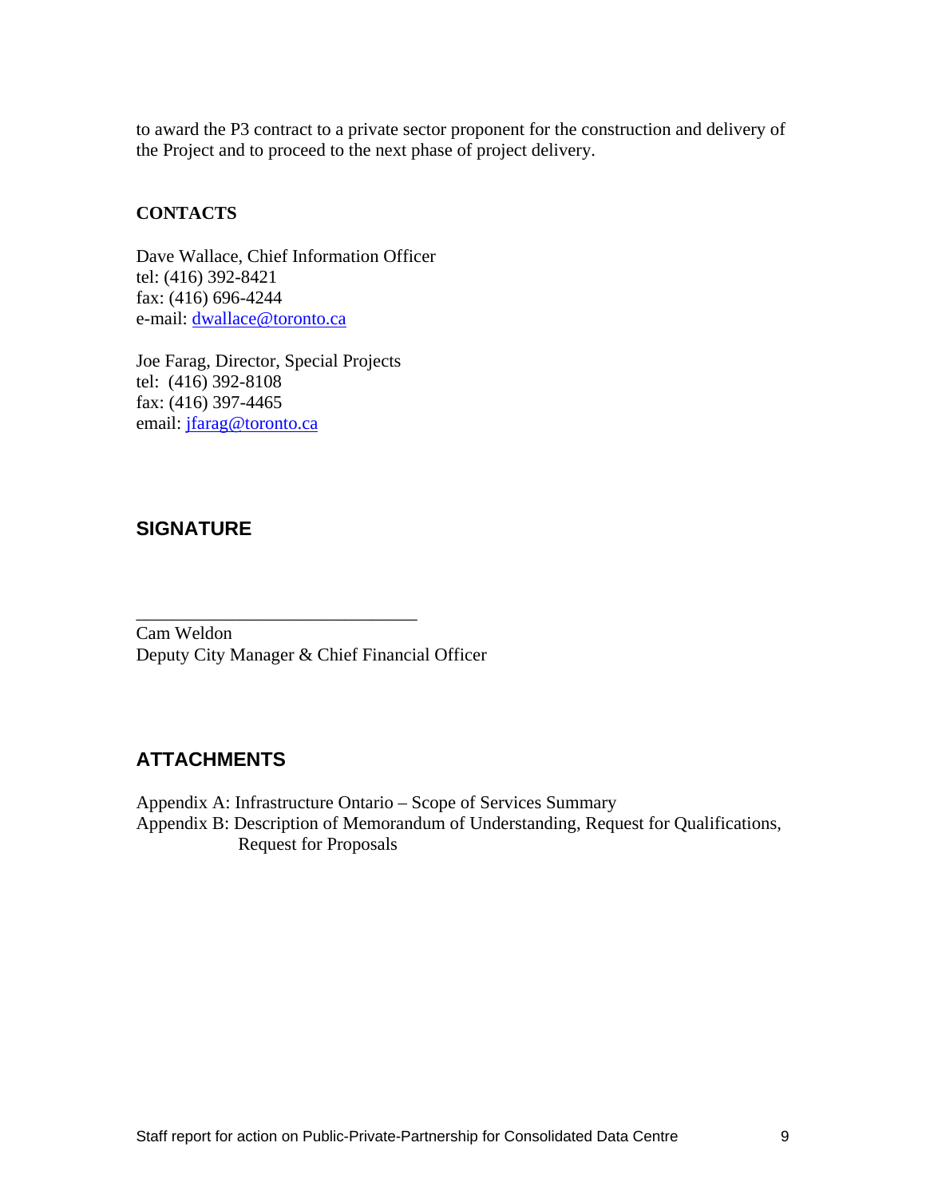to award the P3 contract to a private sector proponent for the construction and delivery of the Project and to proceed to the next phase of project delivery.

**CONTACTS**

Dave Wallace, Chief Information Officer
tel: (416) 392-8421
fax: (416) 696-4244
e-mail: dwallace@toronto.ca

Joe Farag, Director, Special Projects
tel: (416) 392-8108
fax: (416) 397-4465
email: jfarag@toronto.ca

## SIGNATURE

_______________________________
Cam Weldon
Deputy City Manager & Chief Financial Officer

## ATTACHMENTS

Appendix A: Infrastructure Ontario – Scope of Services Summary
Appendix B: Description of Memorandum of Understanding, Request for Qualifications, Request for Proposals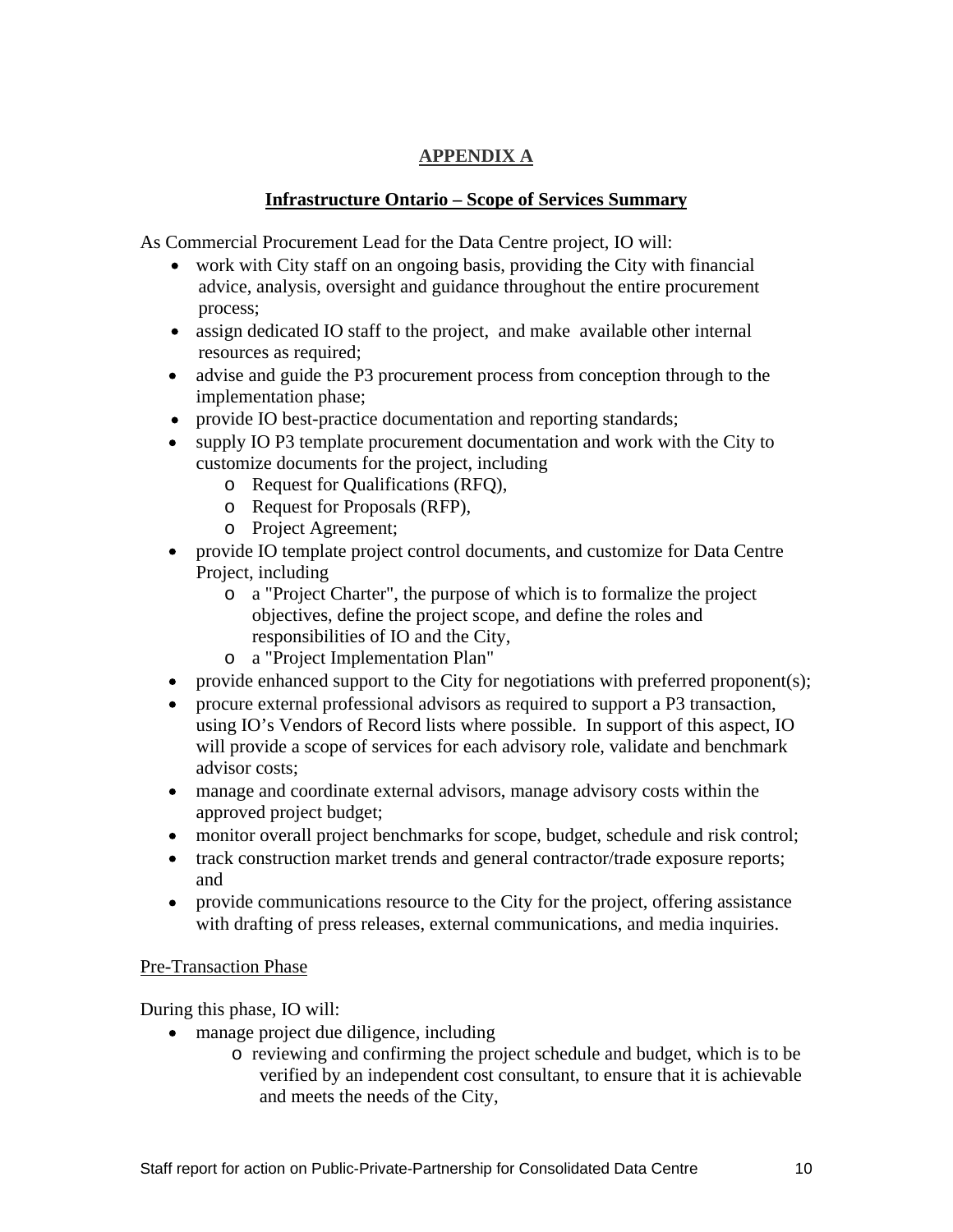## APPENDIX A

### Infrastructure Ontario – Scope of Services Summary

As Commercial Procurement Lead for the Data Centre project, IO will:

- work with City staff on an ongoing basis, providing the City with financial advice, analysis, oversight and guidance throughout the entire procurement process;
- assign dedicated IO staff to the project, and make available other internal resources as required;
- advise and guide the P3 procurement process from conception through to the implementation phase;
- provide IO best-practice documentation and reporting standards;
- supply IO P3 template procurement documentation and work with the City to customize documents for the project, including
  - Request for Qualifications (RFQ),
  - Request for Proposals (RFP),
  - Project Agreement;
- provide IO template project control documents, and customize for Data Centre Project, including
  - a "Project Charter", the purpose of which is to formalize the project objectives, define the project scope, and define the roles and responsibilities of IO and the City,
  - a "Project Implementation Plan"
- provide enhanced support to the City for negotiations with preferred proponent(s);
- procure external professional advisors as required to support a P3 transaction, using IO's Vendors of Record lists where possible. In support of this aspect, IO will provide a scope of services for each advisory role, validate and benchmark advisor costs;
- manage and coordinate external advisors, manage advisory costs within the approved project budget;
- monitor overall project benchmarks for scope, budget, schedule and risk control;
- track construction market trends and general contractor/trade exposure reports; and
- provide communications resource to the City for the project, offering assistance with drafting of press releases, external communications, and media inquiries.

Pre-Transaction Phase

During this phase, IO will:

- manage project due diligence, including
  - reviewing and confirming the project schedule and budget, which is to be verified by an independent cost consultant, to ensure that it is achievable and meets the needs of the City,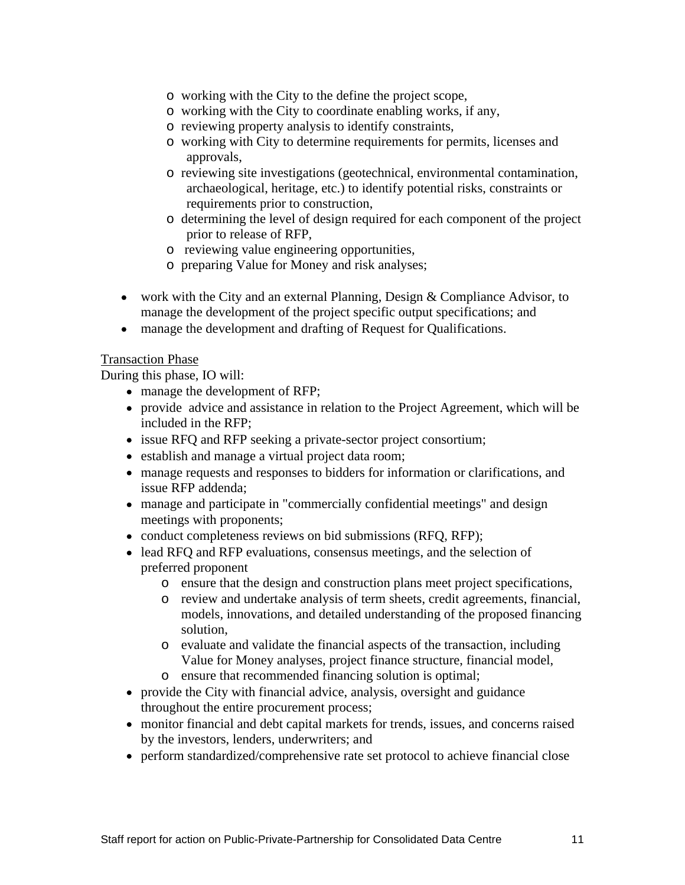- working with the City to the define the project scope,
   - working with the City to coordinate enabling works, if any,
   - reviewing property analysis to identify constraints,
   - working with City to determine requirements for permits, licenses and approvals,
   - reviewing site investigations (geotechnical, environmental contamination, archaeological, heritage, etc.) to identify potential risks, constraints or requirements prior to construction,
   - determining the level of design required for each component of the project prior to release of RFP,
   - reviewing value engineering opportunities,
   - preparing Value for Money and risk analyses;

- work with the City and an external Planning, Design & Compliance Advisor, to manage the development of the project specific output specifications; and
- manage the development and drafting of Request for Qualifications.

<u>Transaction Phase</u>

During this phase, IO will:

- manage the development of RFP;
- provide advice and assistance in relation to the Project Agreement, which will be included in the RFP;
- issue RFQ and RFP seeking a private-sector project consortium;
- establish and manage a virtual project data room;
- manage requests and responses to bidders for information or clarifications, and issue RFP addenda;
- manage and participate in "commercially confidential meetings" and design meetings with proponents;
- conduct completeness reviews on bid submissions (RFQ, RFP);
- lead RFQ and RFP evaluations, consensus meetings, and the selection of preferred proponent
  - ensure that the design and construction plans meet project specifications,
  - review and undertake analysis of term sheets, credit agreements, financial, models, innovations, and detailed understanding of the proposed financing solution,
  - evaluate and validate the financial aspects of the transaction, including Value for Money analyses, project finance structure, financial model,
  - ensure that recommended financing solution is optimal;
- provide the City with financial advice, analysis, oversight and guidance throughout the entire procurement process;
- monitor financial and debt capital markets for trends, issues, and concerns raised by the investors, lenders, underwriters; and
- perform standardized/comprehensive rate set protocol to achieve financial close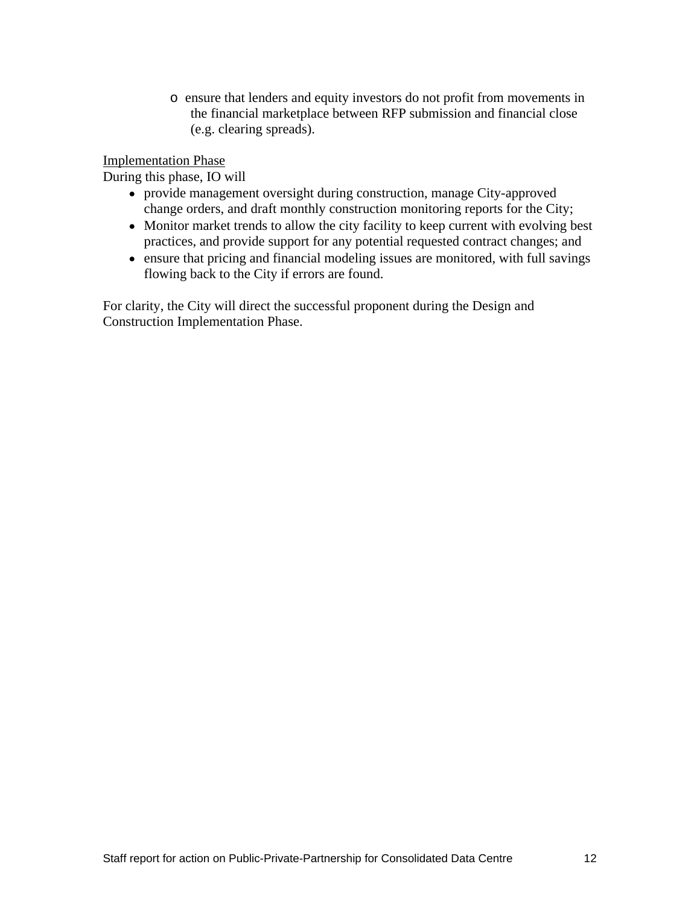- ensure that lenders and equity investors do not profit from movements in the financial marketplace between RFP submission and financial close (e.g. clearing spreads).

<u>Implementation Phase</u>
During this phase, IO will

- provide management oversight during construction, manage City-approved change orders, and draft monthly construction monitoring reports for the City;
- Monitor market trends to allow the city facility to keep current with evolving best practices, and provide support for any potential requested contract changes; and
- ensure that pricing and financial modeling issues are monitored, with full savings flowing back to the City if errors are found.

For clarity, the City will direct the successful proponent during the Design and Construction Implementation Phase.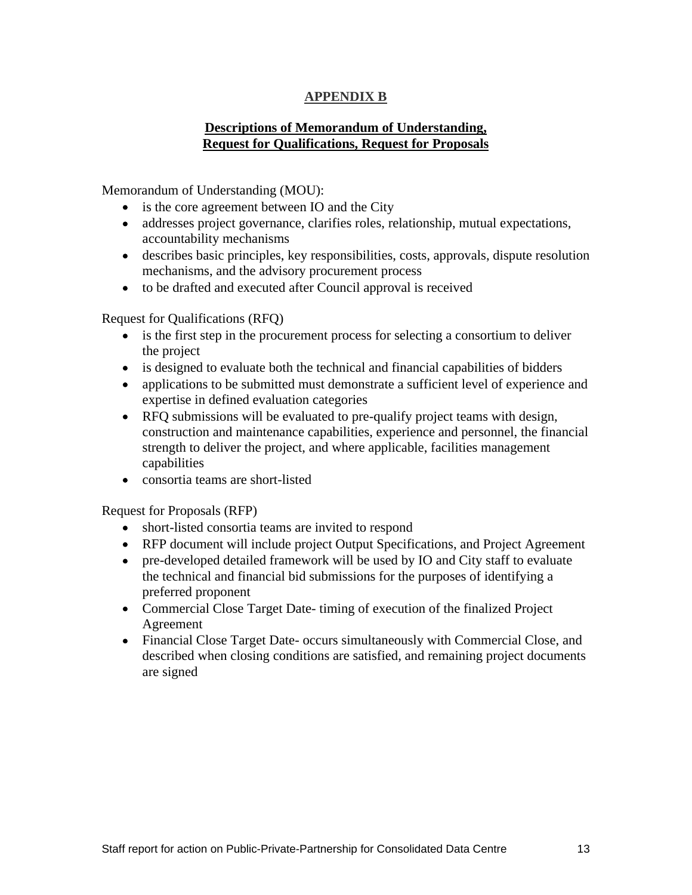# APPENDIX B

## Descriptions of Memorandum of Understanding, Request for Qualifications, Request for Proposals

Memorandum of Understanding (MOU):

- is the core agreement between IO and the City
- addresses project governance, clarifies roles, relationship, mutual expectations, accountability mechanisms
- describes basic principles, key responsibilities, costs, approvals, dispute resolution mechanisms, and the advisory procurement process
- to be drafted and executed after Council approval is received

Request for Qualifications (RFQ)

- is the first step in the procurement process for selecting a consortium to deliver the project
- is designed to evaluate both the technical and financial capabilities of bidders
- applications to be submitted must demonstrate a sufficient level of experience and expertise in defined evaluation categories
- RFQ submissions will be evaluated to pre-qualify project teams with design, construction and maintenance capabilities, experience and personnel, the financial strength to deliver the project, and where applicable, facilities management capabilities
- consortia teams are short-listed

Request for Proposals (RFP)

- short-listed consortia teams are invited to respond
- RFP document will include project Output Specifications, and Project Agreement
- pre-developed detailed framework will be used by IO and City staff to evaluate the technical and financial bid submissions for the purposes of identifying a preferred proponent
- Commercial Close Target Date- timing of execution of the finalized Project Agreement
- Financial Close Target Date- occurs simultaneously with Commercial Close, and described when closing conditions are satisfied, and remaining project documents are signed